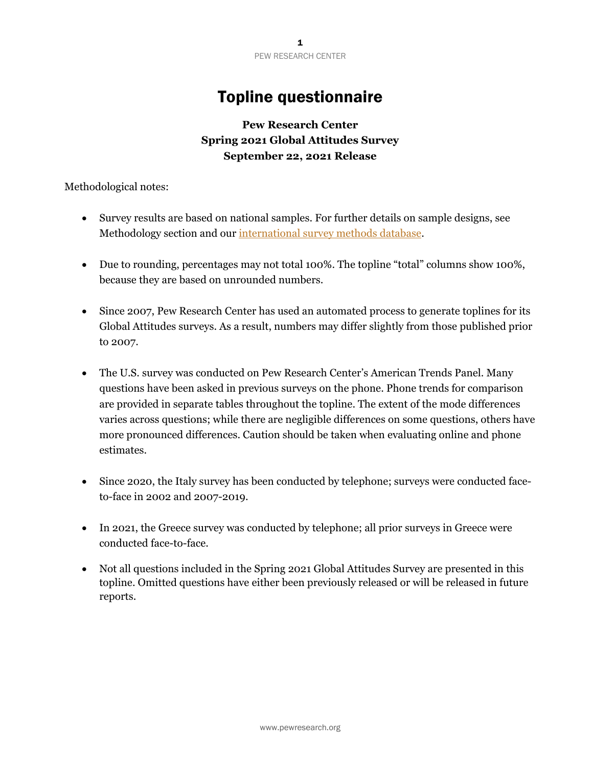# Topline questionnaire

**Pew Research Center**
**Spring 2021 Global Attitudes Survey**
**September 22, 2021 Release**

Methodological notes:

- Survey results are based on national samples. For further details on sample designs, see Methodology section and our [international survey methods database](international survey methods database).

- Due to rounding, percentages may not total 100%. The topline "total" columns show 100%, because they are based on unrounded numbers.

- Since 2007, Pew Research Center has used an automated process to generate toplines for its Global Attitudes surveys. As a result, numbers may differ slightly from those published prior to 2007.

- The U.S. survey was conducted on Pew Research Center's American Trends Panel. Many questions have been asked in previous surveys on the phone. Phone trends for comparison are provided in separate tables throughout the topline. The extent of the mode differences varies across questions; while there are negligible differences on some questions, others have more pronounced differences. Caution should be taken when evaluating online and phone estimates.

- Since 2020, the Italy survey has been conducted by telephone; surveys were conducted face-to-face in 2002 and 2007-2019.

- In 2021, the Greece survey was conducted by telephone; all prior surveys in Greece were conducted face-to-face.

- Not all questions included in the Spring 2021 Global Attitudes Survey are presented in this topline. Omitted questions have either been previously released or will be released in future reports.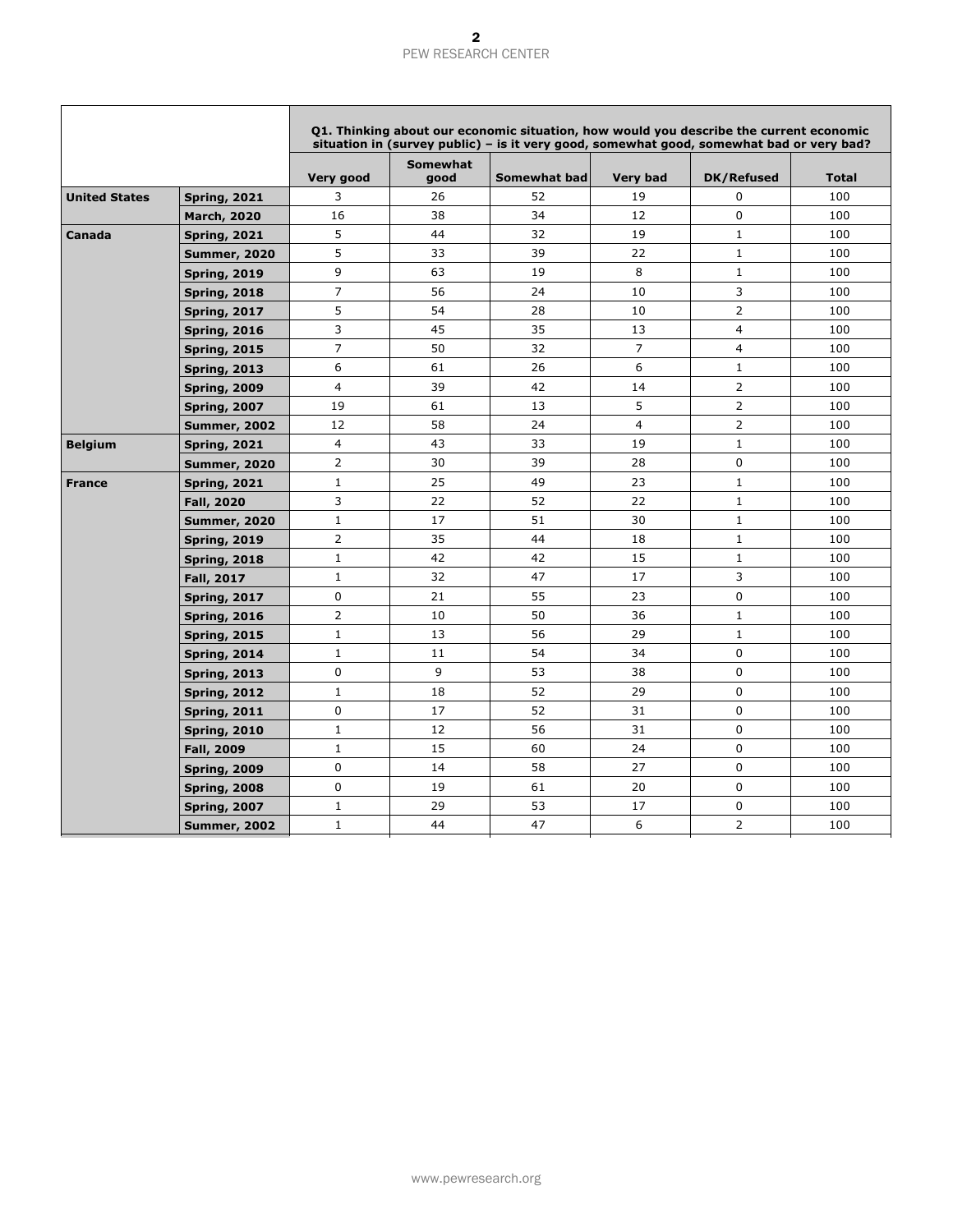| | | Q1. Thinking about our economic situation, how would you describe the current economic situation in (survey public) – is it very good, somewhat good, somewhat bad or very bad? | | | | | |
|---|---|---|---|---|---|---|---|
| | | Very good | Somewhat good | Somewhat bad | Very bad | DK/Refused | Total |
| **United States** | **Spring, 2021** | 3 | 26 | 52 | 19 | 0 | 100 |
| | **March, 2020** | 16 | 38 | 34 | 12 | 0 | 100 |
| **Canada** | **Spring, 2021** | 5 | 44 | 32 | 19 | 1 | 100 |
| | **Summer, 2020** | 5 | 33 | 39 | 22 | 1 | 100 |
| | **Spring, 2019** | 9 | 63 | 19 | 8 | 1 | 100 |
| | **Spring, 2018** | 7 | 56 | 24 | 10 | 3 | 100 |
| | **Spring, 2017** | 5 | 54 | 28 | 10 | 2 | 100 |
| | **Spring, 2016** | 3 | 45 | 35 | 13 | 4 | 100 |
| | **Spring, 2015** | 7 | 50 | 32 | 7 | 4 | 100 |
| | **Spring, 2013** | 6 | 61 | 26 | 6 | 1 | 100 |
| | **Spring, 2009** | 4 | 39 | 42 | 14 | 2 | 100 |
| | **Spring, 2007** | 19 | 61 | 13 | 5 | 2 | 100 |
| | **Summer, 2002** | 12 | 58 | 24 | 4 | 2 | 100 |
| **Belgium** | **Spring, 2021** | 4 | 43 | 33 | 19 | 1 | 100 |
| | **Summer, 2020** | 2 | 30 | 39 | 28 | 0 | 100 |
| **France** | **Spring, 2021** | 1 | 25 | 49 | 23 | 1 | 100 |
| | **Fall, 2020** | 3 | 22 | 52 | 22 | 1 | 100 |
| | **Summer, 2020** | 1 | 17 | 51 | 30 | 1 | 100 |
| | **Spring, 2019** | 2 | 35 | 44 | 18 | 1 | 100 |
| | **Spring, 2018** | 1 | 42 | 42 | 15 | 1 | 100 |
| | **Fall, 2017** | 1 | 32 | 47 | 17 | 3 | 100 |
| | **Spring, 2017** | 0 | 21 | 55 | 23 | 0 | 100 |
| | **Spring, 2016** | 2 | 10 | 50 | 36 | 1 | 100 |
| | **Spring, 2015** | 1 | 13 | 56 | 29 | 1 | 100 |
| | **Spring, 2014** | 1 | 11 | 54 | 34 | 0 | 100 |
| | **Spring, 2013** | 0 | 9 | 53 | 38 | 0 | 100 |
| | **Spring, 2012** | 1 | 18 | 52 | 29 | 0 | 100 |
| | **Spring, 2011** | 0 | 17 | 52 | 31 | 0 | 100 |
| | **Spring, 2010** | 1 | 12 | 56 | 31 | 0 | 100 |
| | **Fall, 2009** | 1 | 15 | 60 | 24 | 0 | 100 |
| | **Spring, 2009** | 0 | 14 | 58 | 27 | 0 | 100 |
| | **Spring, 2008** | 0 | 19 | 61 | 20 | 0 | 100 |
| | **Spring, 2007** | 1 | 29 | 53 | 17 | 0 | 100 |
| | **Summer, 2002** | 1 | 44 | 47 | 6 | 2 | 100 |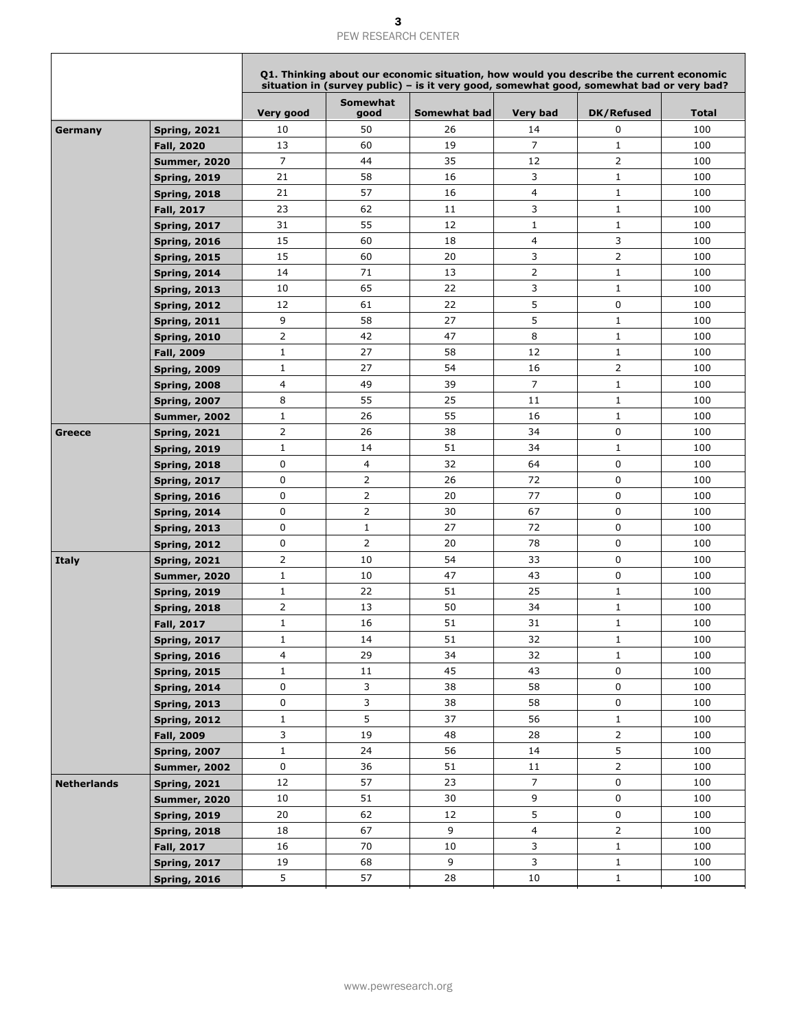| | | Q1. Thinking about our economic situation, how would you describe the current economic situation in (survey public) – is it very good, somewhat good, somewhat bad or very bad? | | | | | |
|---|---|---|---|---|---|---|---|
| | | Very good | Somewhat good | Somewhat bad | Very bad | DK/Refused | Total |
| **Germany** | **Spring, 2021** | 10 | 50 | 26 | 14 | 0 | 100 |
| | **Fall, 2020** | 13 | 60 | 19 | 7 | 1 | 100 |
| | **Summer, 2020** | 7 | 44 | 35 | 12 | 2 | 100 |
| | **Spring, 2019** | 21 | 58 | 16 | 3 | 1 | 100 |
| | **Spring, 2018** | 21 | 57 | 16 | 4 | 1 | 100 |
| | **Fall, 2017** | 23 | 62 | 11 | 3 | 1 | 100 |
| | **Spring, 2017** | 31 | 55 | 12 | 1 | 1 | 100 |
| | **Spring, 2016** | 15 | 60 | 18 | 4 | 3 | 100 |
| | **Spring, 2015** | 15 | 60 | 20 | 3 | 2 | 100 |
| | **Spring, 2014** | 14 | 71 | 13 | 2 | 1 | 100 |
| | **Spring, 2013** | 10 | 65 | 22 | 3 | 1 | 100 |
| | **Spring, 2012** | 12 | 61 | 22 | 5 | 0 | 100 |
| | **Spring, 2011** | 9 | 58 | 27 | 5 | 1 | 100 |
| | **Spring, 2010** | 2 | 42 | 47 | 8 | 1 | 100 |
| | **Fall, 2009** | 1 | 27 | 58 | 12 | 1 | 100 |
| | **Spring, 2009** | 1 | 27 | 54 | 16 | 2 | 100 |
| | **Spring, 2008** | 4 | 49 | 39 | 7 | 1 | 100 |
| | **Spring, 2007** | 8 | 55 | 25 | 11 | 1 | 100 |
| | **Summer, 2002** | 1 | 26 | 55 | 16 | 1 | 100 |
| **Greece** | **Spring, 2021** | 2 | 26 | 38 | 34 | 0 | 100 |
| | **Spring, 2019** | 1 | 14 | 51 | 34 | 1 | 100 |
| | **Spring, 2018** | 0 | 4 | 32 | 64 | 0 | 100 |
| | **Spring, 2017** | 0 | 2 | 26 | 72 | 0 | 100 |
| | **Spring, 2016** | 0 | 2 | 20 | 77 | 0 | 100 |
| | **Spring, 2014** | 0 | 2 | 30 | 67 | 0 | 100 |
| | **Spring, 2013** | 0 | 1 | 27 | 72 | 0 | 100 |
| | **Spring, 2012** | 0 | 2 | 20 | 78 | 0 | 100 |
| **Italy** | **Spring, 2021** | 2 | 10 | 54 | 33 | 0 | 100 |
| | **Summer, 2020** | 1 | 10 | 47 | 43 | 0 | 100 |
| | **Spring, 2019** | 1 | 22 | 51 | 25 | 1 | 100 |
| | **Spring, 2018** | 2 | 13 | 50 | 34 | 1 | 100 |
| | **Fall, 2017** | 1 | 16 | 51 | 31 | 1 | 100 |
| | **Spring, 2017** | 1 | 14 | 51 | 32 | 1 | 100 |
| | **Spring, 2016** | 4 | 29 | 34 | 32 | 1 | 100 |
| | **Spring, 2015** | 1 | 11 | 45 | 43 | 0 | 100 |
| | **Spring, 2014** | 0 | 3 | 38 | 58 | 0 | 100 |
| | **Spring, 2013** | 0 | 3 | 38 | 58 | 0 | 100 |
| | **Spring, 2012** | 1 | 5 | 37 | 56 | 1 | 100 |
| | **Fall, 2009** | 3 | 19 | 48 | 28 | 2 | 100 |
| | **Spring, 2007** | 1 | 24 | 56 | 14 | 5 | 100 |
| | **Summer, 2002** | 0 | 36 | 51 | 11 | 2 | 100 |
| **Netherlands** | **Spring, 2021** | 12 | 57 | 23 | 7 | 0 | 100 |
| | **Summer, 2020** | 10 | 51 | 30 | 9 | 0 | 100 |
| | **Spring, 2019** | 20 | 62 | 12 | 5 | 0 | 100 |
| | **Spring, 2018** | 18 | 67 | 9 | 4 | 2 | 100 |
| | **Fall, 2017** | 16 | 70 | 10 | 3 | 1 | 100 |
| | **Spring, 2017** | 19 | 68 | 9 | 3 | 1 | 100 |
| | **Spring, 2016** | 5 | 57 | 28 | 10 | 1 | 100 |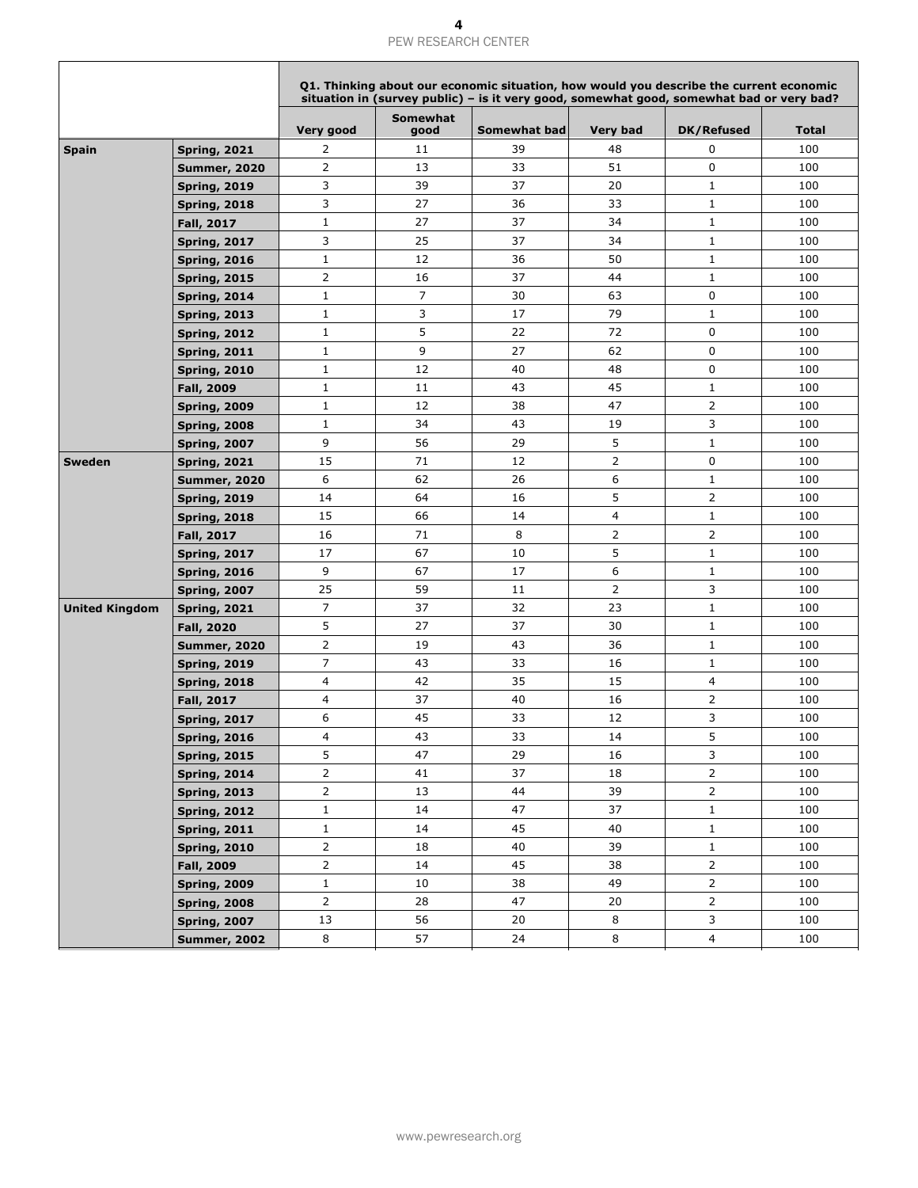| | | Q1. Thinking about our economic situation, how would you describe the current economic situation in (survey public) – is it very good, somewhat good, somewhat bad or very bad? | | | | | |
|---|---|---|---|---|---|---|---|
| | | Very good | Somewhat good | Somewhat bad | Very bad | DK/Refused | Total |
| **Spain** | **Spring, 2021** | 2 | 11 | 39 | 48 | 0 | 100 |
| | **Summer, 2020** | 2 | 13 | 33 | 51 | 0 | 100 |
| | **Spring, 2019** | 3 | 39 | 37 | 20 | 1 | 100 |
| | **Spring, 2018** | 3 | 27 | 36 | 33 | 1 | 100 |
| | **Fall, 2017** | 1 | 27 | 37 | 34 | 1 | 100 |
| | **Spring, 2017** | 3 | 25 | 37 | 34 | 1 | 100 |
| | **Spring, 2016** | 1 | 12 | 36 | 50 | 1 | 100 |
| | **Spring, 2015** | 2 | 16 | 37 | 44 | 1 | 100 |
| | **Spring, 2014** | 1 | 7 | 30 | 63 | 0 | 100 |
| | **Spring, 2013** | 1 | 3 | 17 | 79 | 1 | 100 |
| | **Spring, 2012** | 1 | 5 | 22 | 72 | 0 | 100 |
| | **Spring, 2011** | 1 | 9 | 27 | 62 | 0 | 100 |
| | **Spring, 2010** | 1 | 12 | 40 | 48 | 0 | 100 |
| | **Fall, 2009** | 1 | 11 | 43 | 45 | 1 | 100 |
| | **Spring, 2009** | 1 | 12 | 38 | 47 | 2 | 100 |
| | **Spring, 2008** | 1 | 34 | 43 | 19 | 3 | 100 |
| | **Spring, 2007** | 9 | 56 | 29 | 5 | 1 | 100 |
| **Sweden** | **Spring, 2021** | 15 | 71 | 12 | 2 | 0 | 100 |
| | **Summer, 2020** | 6 | 62 | 26 | 6 | 1 | 100 |
| | **Spring, 2019** | 14 | 64 | 16 | 5 | 2 | 100 |
| | **Spring, 2018** | 15 | 66 | 14 | 4 | 1 | 100 |
| | **Fall, 2017** | 16 | 71 | 8 | 2 | 2 | 100 |
| | **Spring, 2017** | 17 | 67 | 10 | 5 | 1 | 100 |
| | **Spring, 2016** | 9 | 67 | 17 | 6 | 1 | 100 |
| | **Spring, 2007** | 25 | 59 | 11 | 2 | 3 | 100 |
| **United Kingdom** | **Spring, 2021** | 7 | 37 | 32 | 23 | 1 | 100 |
| | **Fall, 2020** | 5 | 27 | 37 | 30 | 1 | 100 |
| | **Summer, 2020** | 2 | 19 | 43 | 36 | 1 | 100 |
| | **Spring, 2019** | 7 | 43 | 33 | 16 | 1 | 100 |
| | **Spring, 2018** | 4 | 42 | 35 | 15 | 4 | 100 |
| | **Fall, 2017** | 4 | 37 | 40 | 16 | 2 | 100 |
| | **Spring, 2017** | 6 | 45 | 33 | 12 | 3 | 100 |
| | **Spring, 2016** | 4 | 43 | 33 | 14 | 5 | 100 |
| | **Spring, 2015** | 5 | 47 | 29 | 16 | 3 | 100 |
| | **Spring, 2014** | 2 | 41 | 37 | 18 | 2 | 100 |
| | **Spring, 2013** | 2 | 13 | 44 | 39 | 2 | 100 |
| | **Spring, 2012** | 1 | 14 | 47 | 37 | 1 | 100 |
| | **Spring, 2011** | 1 | 14 | 45 | 40 | 1 | 100 |
| | **Spring, 2010** | 2 | 18 | 40 | 39 | 1 | 100 |
| | **Fall, 2009** | 2 | 14 | 45 | 38 | 2 | 100 |
| | **Spring, 2009** | 1 | 10 | 38 | 49 | 2 | 100 |
| | **Spring, 2008** | 2 | 28 | 47 | 20 | 2 | 100 |
| | **Spring, 2007** | 13 | 56 | 20 | 8 | 3 | 100 |
| | **Summer, 2002** | 8 | 57 | 24 | 8 | 4 | 100 |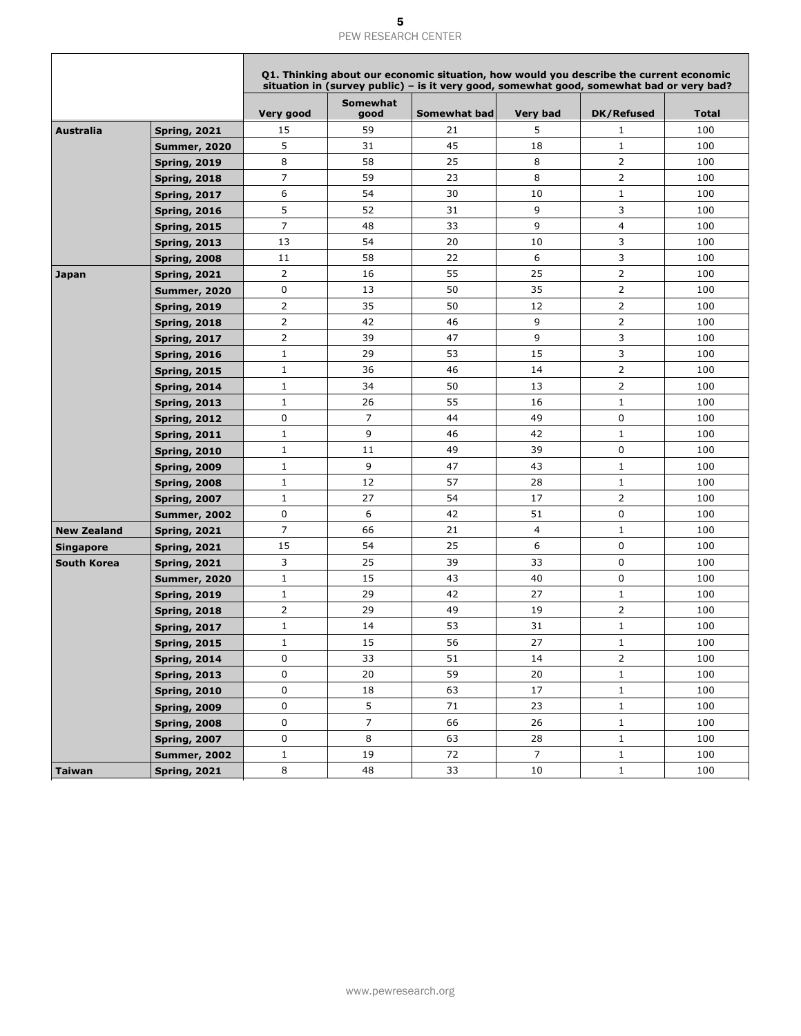| | | Q1. Thinking about our economic situation, how would you describe the current economic situation in (survey public) – is it very good, somewhat good, somewhat bad or very bad? | | | | | |
|---|---|---|---|---|---|---|---|
| | | Very good | Somewhat good | Somewhat bad | Very bad | DK/Refused | Total |
| **Australia** | **Spring, 2021** | 15 | 59 | 21 | 5 | 1 | 100 |
| | **Summer, 2020** | 5 | 31 | 45 | 18 | 1 | 100 |
| | **Spring, 2019** | 8 | 58 | 25 | 8 | 2 | 100 |
| | **Spring, 2018** | 7 | 59 | 23 | 8 | 2 | 100 |
| | **Spring, 2017** | 6 | 54 | 30 | 10 | 1 | 100 |
| | **Spring, 2016** | 5 | 52 | 31 | 9 | 3 | 100 |
| | **Spring, 2015** | 7 | 48 | 33 | 9 | 4 | 100 |
| | **Spring, 2013** | 13 | 54 | 20 | 10 | 3 | 100 |
| | **Spring, 2008** | 11 | 58 | 22 | 6 | 3 | 100 |
| **Japan** | **Spring, 2021** | 2 | 16 | 55 | 25 | 2 | 100 |
| | **Summer, 2020** | 0 | 13 | 50 | 35 | 2 | 100 |
| | **Spring, 2019** | 2 | 35 | 50 | 12 | 2 | 100 |
| | **Spring, 2018** | 2 | 42 | 46 | 9 | 2 | 100 |
| | **Spring, 2017** | 2 | 39 | 47 | 9 | 3 | 100 |
| | **Spring, 2016** | 1 | 29 | 53 | 15 | 3 | 100 |
| | **Spring, 2015** | 1 | 36 | 46 | 14 | 2 | 100 |
| | **Spring, 2014** | 1 | 34 | 50 | 13 | 2 | 100 |
| | **Spring, 2013** | 1 | 26 | 55 | 16 | 1 | 100 |
| | **Spring, 2012** | 0 | 7 | 44 | 49 | 0 | 100 |
| | **Spring, 2011** | 1 | 9 | 46 | 42 | 1 | 100 |
| | **Spring, 2010** | 1 | 11 | 49 | 39 | 0 | 100 |
| | **Spring, 2009** | 1 | 9 | 47 | 43 | 1 | 100 |
| | **Spring, 2008** | 1 | 12 | 57 | 28 | 1 | 100 |
| | **Spring, 2007** | 1 | 27 | 54 | 17 | 2 | 100 |
| | **Summer, 2002** | 0 | 6 | 42 | 51 | 0 | 100 |
| **New Zealand** | **Spring, 2021** | 7 | 66 | 21 | 4 | 1 | 100 |
| **Singapore** | **Spring, 2021** | 15 | 54 | 25 | 6 | 0 | 100 |
| **South Korea** | **Spring, 2021** | 3 | 25 | 39 | 33 | 0 | 100 |
| | **Summer, 2020** | 1 | 15 | 43 | 40 | 0 | 100 |
| | **Spring, 2019** | 1 | 29 | 42 | 27 | 1 | 100 |
| | **Spring, 2018** | 2 | 29 | 49 | 19 | 2 | 100 |
| | **Spring, 2017** | 1 | 14 | 53 | 31 | 1 | 100 |
| | **Spring, 2015** | 1 | 15 | 56 | 27 | 1 | 100 |
| | **Spring, 2014** | 0 | 33 | 51 | 14 | 2 | 100 |
| | **Spring, 2013** | 0 | 20 | 59 | 20 | 1 | 100 |
| | **Spring, 2010** | 0 | 18 | 63 | 17 | 1 | 100 |
| | **Spring, 2009** | 0 | 5 | 71 | 23 | 1 | 100 |
| | **Spring, 2008** | 0 | 7 | 66 | 26 | 1 | 100 |
| | **Spring, 2007** | 0 | 8 | 63 | 28 | 1 | 100 |
| | **Summer, 2002** | 1 | 19 | 72 | 7 | 1 | 100 |
| **Taiwan** | **Spring, 2021** | 8 | 48 | 33 | 10 | 1 | 100 |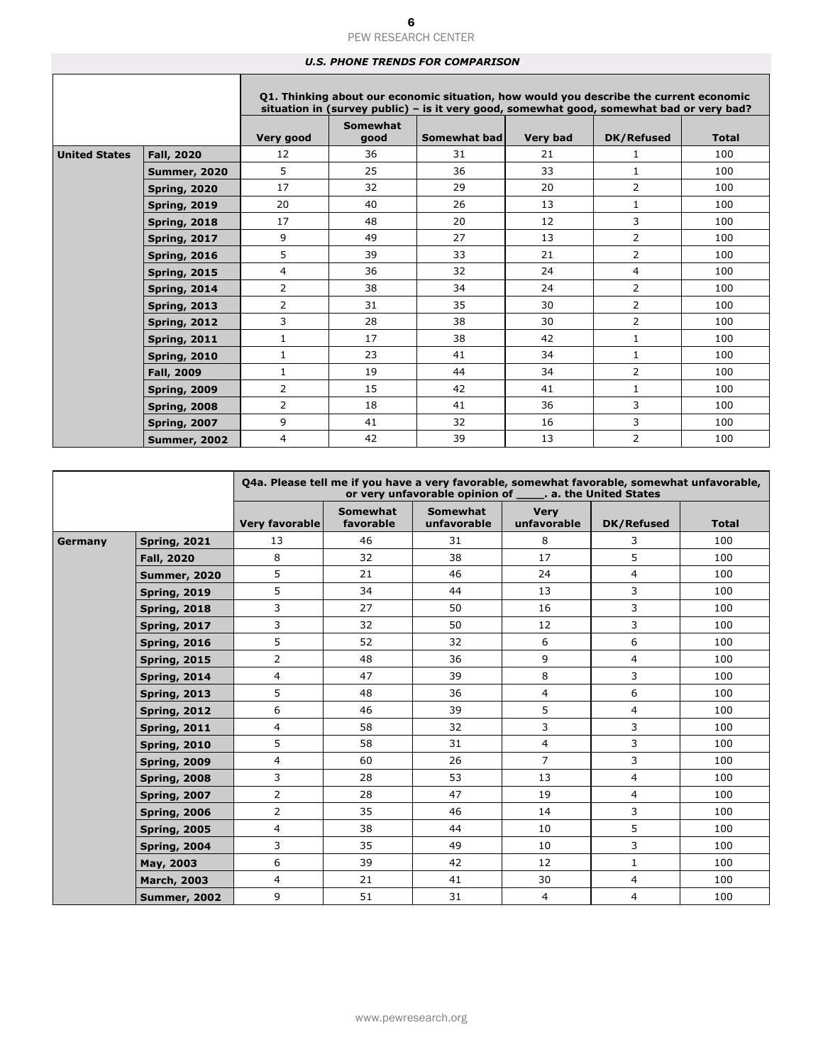*U.S. PHONE TRENDS FOR COMPARISON*

| | | Q1. Thinking about our economic situation, how would you describe the current economic situation in (survey public) – is it very good, somewhat good, somewhat bad or very bad? | | | | | |
|---|---|---|---|---|---|---|---|
| | | Very good | Somewhat good | Somewhat bad | Very bad | DK/Refused | Total |
| **United States** | **Fall, 2020** | 12 | 36 | 31 | 21 | 1 | 100 |
| | **Summer, 2020** | 5 | 25 | 36 | 33 | 1 | 100 |
| | **Spring, 2020** | 17 | 32 | 29 | 20 | 2 | 100 |
| | **Spring, 2019** | 20 | 40 | 26 | 13 | 1 | 100 |
| | **Spring, 2018** | 17 | 48 | 20 | 12 | 3 | 100 |
| | **Spring, 2017** | 9 | 49 | 27 | 13 | 2 | 100 |
| | **Spring, 2016** | 5 | 39 | 33 | 21 | 2 | 100 |
| | **Spring, 2015** | 4 | 36 | 32 | 24 | 4 | 100 |
| | **Spring, 2014** | 2 | 38 | 34 | 24 | 2 | 100 |
| | **Spring, 2013** | 2 | 31 | 35 | 30 | 2 | 100 |
| | **Spring, 2012** | 3 | 28 | 38 | 30 | 2 | 100 |
| | **Spring, 2011** | 1 | 17 | 38 | 42 | 1 | 100 |
| | **Spring, 2010** | 1 | 23 | 41 | 34 | 1 | 100 |
| | **Fall, 2009** | 1 | 19 | 44 | 34 | 2 | 100 |
| | **Spring, 2009** | 2 | 15 | 42 | 41 | 1 | 100 |
| | **Spring, 2008** | 2 | 18 | 41 | 36 | 3 | 100 |
| | **Spring, 2007** | 9 | 41 | 32 | 16 | 3 | 100 |
| | **Summer, 2002** | 4 | 42 | 39 | 13 | 2 | 100 |

| | | Q4a. Please tell me if you have a very favorable, somewhat favorable, somewhat unfavorable, or very unfavorable opinion of ____. a. the United States | | | | | |
|---|---|---|---|---|---|---|---|
| | | Very favorable | Somewhat favorable | Somewhat unfavorable | Very unfavorable | DK/Refused | Total |
| **Germany** | **Spring, 2021** | 13 | 46 | 31 | 8 | 3 | 100 |
| | **Fall, 2020** | 8 | 32 | 38 | 17 | 5 | 100 |
| | **Summer, 2020** | 5 | 21 | 46 | 24 | 4 | 100 |
| | **Spring, 2019** | 5 | 34 | 44 | 13 | 3 | 100 |
| | **Spring, 2018** | 3 | 27 | 50 | 16 | 3 | 100 |
| | **Spring, 2017** | 3 | 32 | 50 | 12 | 3 | 100 |
| | **Spring, 2016** | 5 | 52 | 32 | 6 | 6 | 100 |
| | **Spring, 2015** | 2 | 48 | 36 | 9 | 4 | 100 |
| | **Spring, 2014** | 4 | 47 | 39 | 8 | 3 | 100 |
| | **Spring, 2013** | 5 | 48 | 36 | 4 | 6 | 100 |
| | **Spring, 2012** | 6 | 46 | 39 | 5 | 4 | 100 |
| | **Spring, 2011** | 4 | 58 | 32 | 3 | 3 | 100 |
| | **Spring, 2010** | 5 | 58 | 31 | 4 | 3 | 100 |
| | **Spring, 2009** | 4 | 60 | 26 | 7 | 3 | 100 |
| | **Spring, 2008** | 3 | 28 | 53 | 13 | 4 | 100 |
| | **Spring, 2007** | 2 | 28 | 47 | 19 | 4 | 100 |
| | **Spring, 2006** | 2 | 35 | 46 | 14 | 3 | 100 |
| | **Spring, 2005** | 4 | 38 | 44 | 10 | 5 | 100 |
| | **Spring, 2004** | 3 | 35 | 49 | 10 | 3 | 100 |
| | **May, 2003** | 6 | 39 | 42 | 12 | 1 | 100 |
| | **March, 2003** | 4 | 21 | 41 | 30 | 4 | 100 |
| | **Summer, 2002** | 9 | 51 | 31 | 4 | 4 | 100 |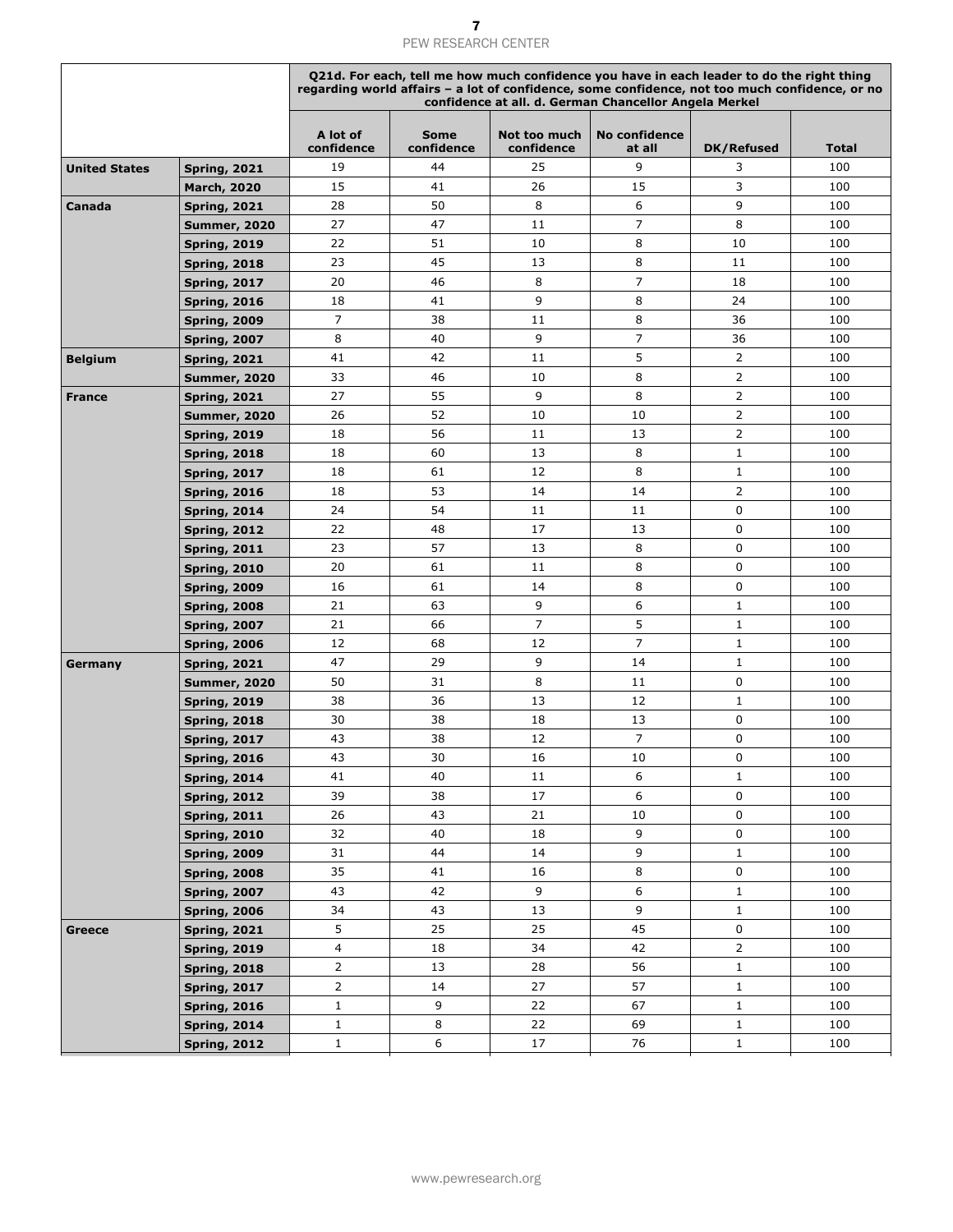| | | Q21d. For each, tell me how much confidence you have in each leader to do the right thing regarding world affairs – a lot of confidence, some confidence, not too much confidence, or no confidence at all. d. German Chancellor Angela Merkel | | | | | |
|---|---|---|---|---|---|---|---|
| | | A lot of confidence | Some confidence | Not too much confidence | No confidence at all | DK/Refused | Total |
| **United States** | **Spring, 2021** | 19 | 44 | 25 | 9 | 3 | 100 |
| | **March, 2020** | 15 | 41 | 26 | 15 | 3 | 100 |
| **Canada** | **Spring, 2021** | 28 | 50 | 8 | 6 | 9 | 100 |
| | **Summer, 2020** | 27 | 47 | 11 | 7 | 8 | 100 |
| | **Spring, 2019** | 22 | 51 | 10 | 8 | 10 | 100 |
| | **Spring, 2018** | 23 | 45 | 13 | 8 | 11 | 100 |
| | **Spring, 2017** | 20 | 46 | 8 | 7 | 18 | 100 |
| | **Spring, 2016** | 18 | 41 | 9 | 8 | 24 | 100 |
| | **Spring, 2009** | 7 | 38 | 11 | 8 | 36 | 100 |
| | **Spring, 2007** | 8 | 40 | 9 | 7 | 36 | 100 |
| **Belgium** | **Spring, 2021** | 41 | 42 | 11 | 5 | 2 | 100 |
| | **Summer, 2020** | 33 | 46 | 10 | 8 | 2 | 100 |
| **France** | **Spring, 2021** | 27 | 55 | 9 | 8 | 2 | 100 |
| | **Summer, 2020** | 26 | 52 | 10 | 10 | 2 | 100 |
| | **Spring, 2019** | 18 | 56 | 11 | 13 | 2 | 100 |
| | **Spring, 2018** | 18 | 60 | 13 | 8 | 1 | 100 |
| | **Spring, 2017** | 18 | 61 | 12 | 8 | 1 | 100 |
| | **Spring, 2016** | 18 | 53 | 14 | 14 | 2 | 100 |
| | **Spring, 2014** | 24 | 54 | 11 | 11 | 0 | 100 |
| | **Spring, 2012** | 22 | 48 | 17 | 13 | 0 | 100 |
| | **Spring, 2011** | 23 | 57 | 13 | 8 | 0 | 100 |
| | **Spring, 2010** | 20 | 61 | 11 | 8 | 0 | 100 |
| | **Spring, 2009** | 16 | 61 | 14 | 8 | 0 | 100 |
| | **Spring, 2008** | 21 | 63 | 9 | 6 | 1 | 100 |
| | **Spring, 2007** | 21 | 66 | 7 | 5 | 1 | 100 |
| | **Spring, 2006** | 12 | 68 | 12 | 7 | 1 | 100 |
| **Germany** | **Spring, 2021** | 47 | 29 | 9 | 14 | 1 | 100 |
| | **Summer, 2020** | 50 | 31 | 8 | 11 | 0 | 100 |
| | **Spring, 2019** | 38 | 36 | 13 | 12 | 1 | 100 |
| | **Spring, 2018** | 30 | 38 | 18 | 13 | 0 | 100 |
| | **Spring, 2017** | 43 | 38 | 12 | 7 | 0 | 100 |
| | **Spring, 2016** | 43 | 30 | 16 | 10 | 0 | 100 |
| | **Spring, 2014** | 41 | 40 | 11 | 6 | 1 | 100 |
| | **Spring, 2012** | 39 | 38 | 17 | 6 | 0 | 100 |
| | **Spring, 2011** | 26 | 43 | 21 | 10 | 0 | 100 |
| | **Spring, 2010** | 32 | 40 | 18 | 9 | 0 | 100 |
| | **Spring, 2009** | 31 | 44 | 14 | 9 | 1 | 100 |
| | **Spring, 2008** | 35 | 41 | 16 | 8 | 0 | 100 |
| | **Spring, 2007** | 43 | 42 | 9 | 6 | 1 | 100 |
| | **Spring, 2006** | 34 | 43 | 13 | 9 | 1 | 100 |
| **Greece** | **Spring, 2021** | 5 | 25 | 25 | 45 | 0 | 100 |
| | **Spring, 2019** | 4 | 18 | 34 | 42 | 2 | 100 |
| | **Spring, 2018** | 2 | 13 | 28 | 56 | 1 | 100 |
| | **Spring, 2017** | 2 | 14 | 27 | 57 | 1 | 100 |
| | **Spring, 2016** | 1 | 9 | 22 | 67 | 1 | 100 |
| | **Spring, 2014** | 1 | 8 | 22 | 69 | 1 | 100 |
| | **Spring, 2012** | 1 | 6 | 17 | 76 | 1 | 100 |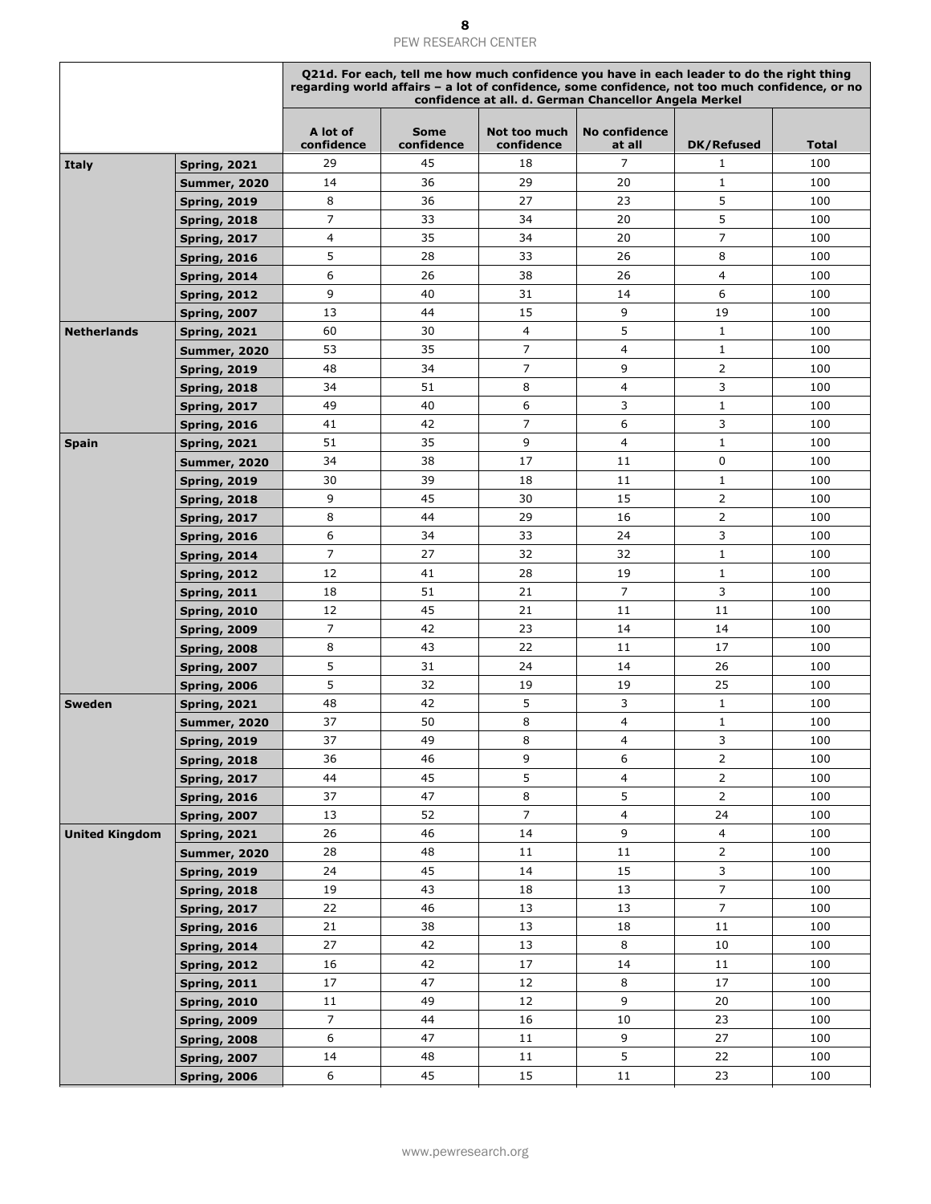| | | Q21d. For each, tell me how much confidence you have in each leader to do the right thing regarding world affairs – a lot of confidence, some confidence, not too much confidence, or no confidence at all. d. German Chancellor Angela Merkel | | | | | |
|---|---|---|---|---|---|---|---|
| | | A lot of confidence | Some confidence | Not too much confidence | No confidence at all | DK/Refused | Total |
| **Italy** | **Spring, 2021** | 29 | 45 | 18 | 7 | 1 | 100 |
| | **Summer, 2020** | 14 | 36 | 29 | 20 | 1 | 100 |
| | **Spring, 2019** | 8 | 36 | 27 | 23 | 5 | 100 |
| | **Spring, 2018** | 7 | 33 | 34 | 20 | 5 | 100 |
| | **Spring, 2017** | 4 | 35 | 34 | 20 | 7 | 100 |
| | **Spring, 2016** | 5 | 28 | 33 | 26 | 8 | 100 |
| | **Spring, 2014** | 6 | 26 | 38 | 26 | 4 | 100 |
| | **Spring, 2012** | 9 | 40 | 31 | 14 | 6 | 100 |
| | **Spring, 2007** | 13 | 44 | 15 | 9 | 19 | 100 |
| **Netherlands** | **Spring, 2021** | 60 | 30 | 4 | 5 | 1 | 100 |
| | **Summer, 2020** | 53 | 35 | 7 | 4 | 1 | 100 |
| | **Spring, 2019** | 48 | 34 | 7 | 9 | 2 | 100 |
| | **Spring, 2018** | 34 | 51 | 8 | 4 | 3 | 100 |
| | **Spring, 2017** | 49 | 40 | 6 | 3 | 1 | 100 |
| | **Spring, 2016** | 41 | 42 | 7 | 6 | 3 | 100 |
| **Spain** | **Spring, 2021** | 51 | 35 | 9 | 4 | 1 | 100 |
| | **Summer, 2020** | 34 | 38 | 17 | 11 | 0 | 100 |
| | **Spring, 2019** | 30 | 39 | 18 | 11 | 1 | 100 |
| | **Spring, 2018** | 9 | 45 | 30 | 15 | 2 | 100 |
| | **Spring, 2017** | 8 | 44 | 29 | 16 | 2 | 100 |
| | **Spring, 2016** | 6 | 34 | 33 | 24 | 3 | 100 |
| | **Spring, 2014** | 7 | 27 | 32 | 32 | 1 | 100 |
| | **Spring, 2012** | 12 | 41 | 28 | 19 | 1 | 100 |
| | **Spring, 2011** | 18 | 51 | 21 | 7 | 3 | 100 |
| | **Spring, 2010** | 12 | 45 | 21 | 11 | 11 | 100 |
| | **Spring, 2009** | 7 | 42 | 23 | 14 | 14 | 100 |
| | **Spring, 2008** | 8 | 43 | 22 | 11 | 17 | 100 |
| | **Spring, 2007** | 5 | 31 | 24 | 14 | 26 | 100 |
| | **Spring, 2006** | 5 | 32 | 19 | 19 | 25 | 100 |
| **Sweden** | **Spring, 2021** | 48 | 42 | 5 | 3 | 1 | 100 |
| | **Summer, 2020** | 37 | 50 | 8 | 4 | 1 | 100 |
| | **Spring, 2019** | 37 | 49 | 8 | 4 | 3 | 100 |
| | **Spring, 2018** | 36 | 46 | 9 | 6 | 2 | 100 |
| | **Spring, 2017** | 44 | 45 | 5 | 4 | 2 | 100 |
| | **Spring, 2016** | 37 | 47 | 8 | 5 | 2 | 100 |
| | **Spring, 2007** | 13 | 52 | 7 | 4 | 24 | 100 |
| **United Kingdom** | **Spring, 2021** | 26 | 46 | 14 | 9 | 4 | 100 |
| | **Summer, 2020** | 28 | 48 | 11 | 11 | 2 | 100 |
| | **Spring, 2019** | 24 | 45 | 14 | 15 | 3 | 100 |
| | **Spring, 2018** | 19 | 43 | 18 | 13 | 7 | 100 |
| | **Spring, 2017** | 22 | 46 | 13 | 13 | 7 | 100 |
| | **Spring, 2016** | 21 | 38 | 13 | 18 | 11 | 100 |
| | **Spring, 2014** | 27 | 42 | 13 | 8 | 10 | 100 |
| | **Spring, 2012** | 16 | 42 | 17 | 14 | 11 | 100 |
| | **Spring, 2011** | 17 | 47 | 12 | 8 | 17 | 100 |
| | **Spring, 2010** | 11 | 49 | 12 | 9 | 20 | 100 |
| | **Spring, 2009** | 7 | 44 | 16 | 10 | 23 | 100 |
| | **Spring, 2008** | 6 | 47 | 11 | 9 | 27 | 100 |
| | **Spring, 2007** | 14 | 48 | 11 | 5 | 22 | 100 |
| | **Spring, 2006** | 6 | 45 | 15 | 11 | 23 | 100 |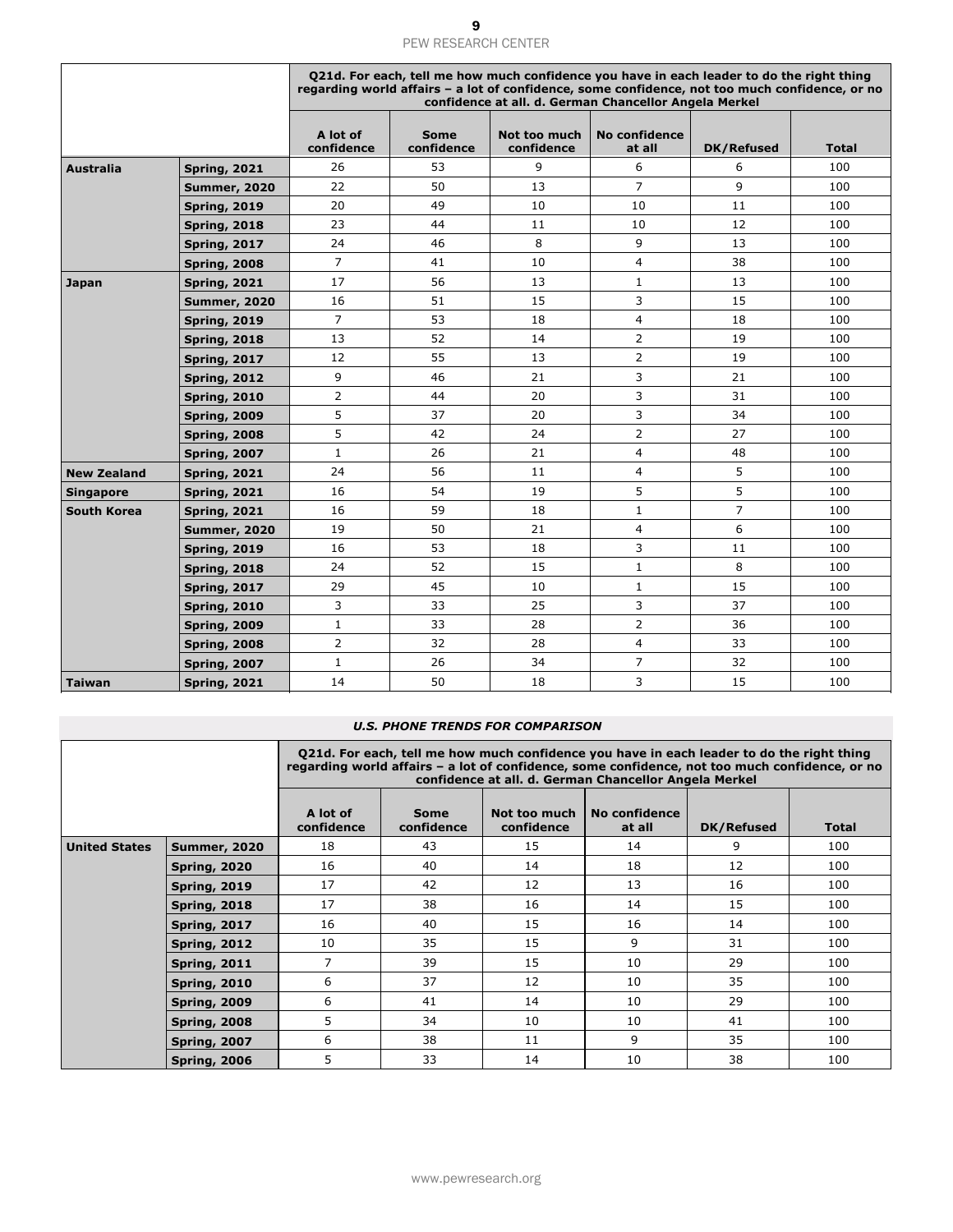| | | Q21d. For each, tell me how much confidence you have in each leader to do the right thing regarding world affairs – a lot of confidence, some confidence, not too much confidence, or no confidence at all. d. German Chancellor Angela Merkel | | | | | |
|---|---|---|---|---|---|---|---|
| | | A lot of confidence | Some confidence | Not too much confidence | No confidence at all | DK/Refused | Total |
| **Australia** | **Spring, 2021** | 26 | 53 | 9 | 6 | 6 | 100 |
| | **Summer, 2020** | 22 | 50 | 13 | 7 | 9 | 100 |
| | **Spring, 2019** | 20 | 49 | 10 | 10 | 11 | 100 |
| | **Spring, 2018** | 23 | 44 | 11 | 10 | 12 | 100 |
| | **Spring, 2017** | 24 | 46 | 8 | 9 | 13 | 100 |
| | **Spring, 2008** | 7 | 41 | 10 | 4 | 38 | 100 |
| **Japan** | **Spring, 2021** | 17 | 56 | 13 | 1 | 13 | 100 |
| | **Summer, 2020** | 16 | 51 | 15 | 3 | 15 | 100 |
| | **Spring, 2019** | 7 | 53 | 18 | 4 | 18 | 100 |
| | **Spring, 2018** | 13 | 52 | 14 | 2 | 19 | 100 |
| | **Spring, 2017** | 12 | 55 | 13 | 2 | 19 | 100 |
| | **Spring, 2012** | 9 | 46 | 21 | 3 | 21 | 100 |
| | **Spring, 2010** | 2 | 44 | 20 | 3 | 31 | 100 |
| | **Spring, 2009** | 5 | 37 | 20 | 3 | 34 | 100 |
| | **Spring, 2008** | 5 | 42 | 24 | 2 | 27 | 100 |
| | **Spring, 2007** | 1 | 26 | 21 | 4 | 48 | 100 |
| **New Zealand** | **Spring, 2021** | 24 | 56 | 11 | 4 | 5 | 100 |
| **Singapore** | **Spring, 2021** | 16 | 54 | 19 | 5 | 5 | 100 |
| **South Korea** | **Spring, 2021** | 16 | 59 | 18 | 1 | 7 | 100 |
| | **Summer, 2020** | 19 | 50 | 21 | 4 | 6 | 100 |
| | **Spring, 2019** | 16 | 53 | 18 | 3 | 11 | 100 |
| | **Spring, 2018** | 24 | 52 | 15 | 1 | 8 | 100 |
| | **Spring, 2017** | 29 | 45 | 10 | 1 | 15 | 100 |
| | **Spring, 2010** | 3 | 33 | 25 | 3 | 37 | 100 |
| | **Spring, 2009** | 1 | 33 | 28 | 2 | 36 | 100 |
| | **Spring, 2008** | 2 | 32 | 28 | 4 | 33 | 100 |
| | **Spring, 2007** | 1 | 26 | 34 | 7 | 32 | 100 |
| **Taiwan** | **Spring, 2021** | 14 | 50 | 18 | 3 | 15 | 100 |

***U.S. PHONE TRENDS FOR COMPARISON***

| | | Q21d. For each, tell me how much confidence you have in each leader to do the right thing regarding world affairs – a lot of confidence, some confidence, not too much confidence, or no confidence at all. d. German Chancellor Angela Merkel | | | | | |
|---|---|---|---|---|---|---|---|
| | | A lot of confidence | Some confidence | Not too much confidence | No confidence at all | DK/Refused | Total |
| **United States** | **Summer, 2020** | 18 | 43 | 15 | 14 | 9 | 100 |
| | **Spring, 2020** | 16 | 40 | 14 | 18 | 12 | 100 |
| | **Spring, 2019** | 17 | 42 | 12 | 13 | 16 | 100 |
| | **Spring, 2018** | 17 | 38 | 16 | 14 | 15 | 100 |
| | **Spring, 2017** | 16 | 40 | 15 | 16 | 14 | 100 |
| | **Spring, 2012** | 10 | 35 | 15 | 9 | 31 | 100 |
| | **Spring, 2011** | 7 | 39 | 15 | 10 | 29 | 100 |
| | **Spring, 2010** | 6 | 37 | 12 | 10 | 35 | 100 |
| | **Spring, 2009** | 6 | 41 | 14 | 10 | 29 | 100 |
| | **Spring, 2008** | 5 | 34 | 10 | 10 | 41 | 100 |
| | **Spring, 2007** | 6 | 38 | 11 | 9 | 35 | 100 |
| | **Spring, 2006** | 5 | 33 | 14 | 10 | 38 | 100 |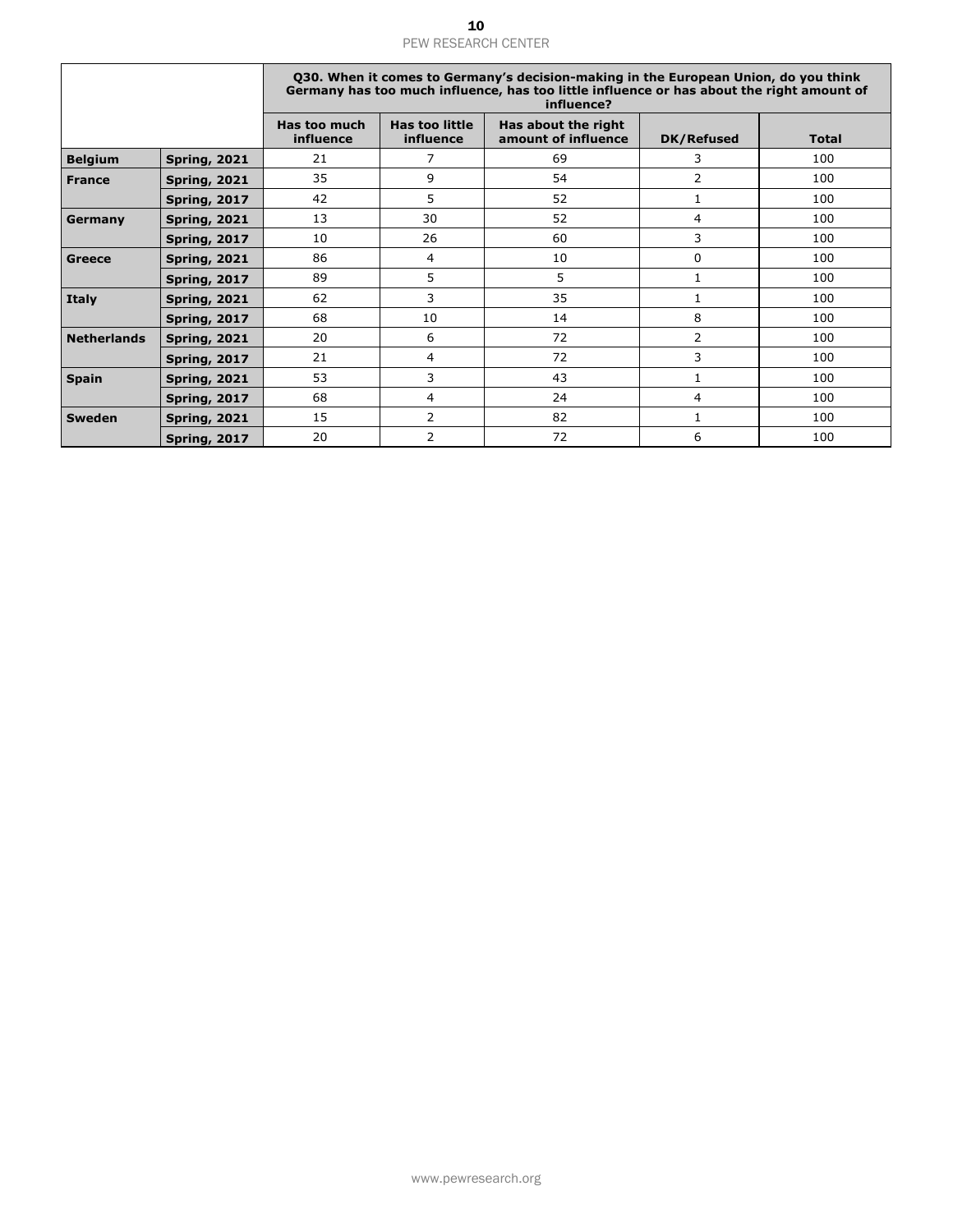| | | Q30. When it comes to Germany's decision-making in the European Union, do you think Germany has too much influence, has too little influence or has about the right amount of influence? | | | | |
|---|---|---|---|---|---|---|
| | | **Has too much influence** | **Has too little influence** | **Has about the right amount of influence** | **DK/Refused** | **Total** |
| **Belgium** | **Spring, 2021** | 21 | 7 | 69 | 3 | 100 |
| **France** | **Spring, 2021** | 35 | 9 | 54 | 2 | 100 |
| | **Spring, 2017** | 42 | 5 | 52 | 1 | 100 |
| **Germany** | **Spring, 2021** | 13 | 30 | 52 | 4 | 100 |
| | **Spring, 2017** | 10 | 26 | 60 | 3 | 100 |
| **Greece** | **Spring, 2021** | 86 | 4 | 10 | 0 | 100 |
| | **Spring, 2017** | 89 | 5 | 5 | 1 | 100 |
| **Italy** | **Spring, 2021** | 62 | 3 | 35 | 1 | 100 |
| | **Spring, 2017** | 68 | 10 | 14 | 8 | 100 |
| **Netherlands** | **Spring, 2021** | 20 | 6 | 72 | 2 | 100 |
| | **Spring, 2017** | 21 | 4 | 72 | 3 | 100 |
| **Spain** | **Spring, 2021** | 53 | 3 | 43 | 1 | 100 |
| | **Spring, 2017** | 68 | 4 | 24 | 4 | 100 |
| **Sweden** | **Spring, 2021** | 15 | 2 | 82 | 1 | 100 |
| | **Spring, 2017** | 20 | 2 | 72 | 6 | 100 |